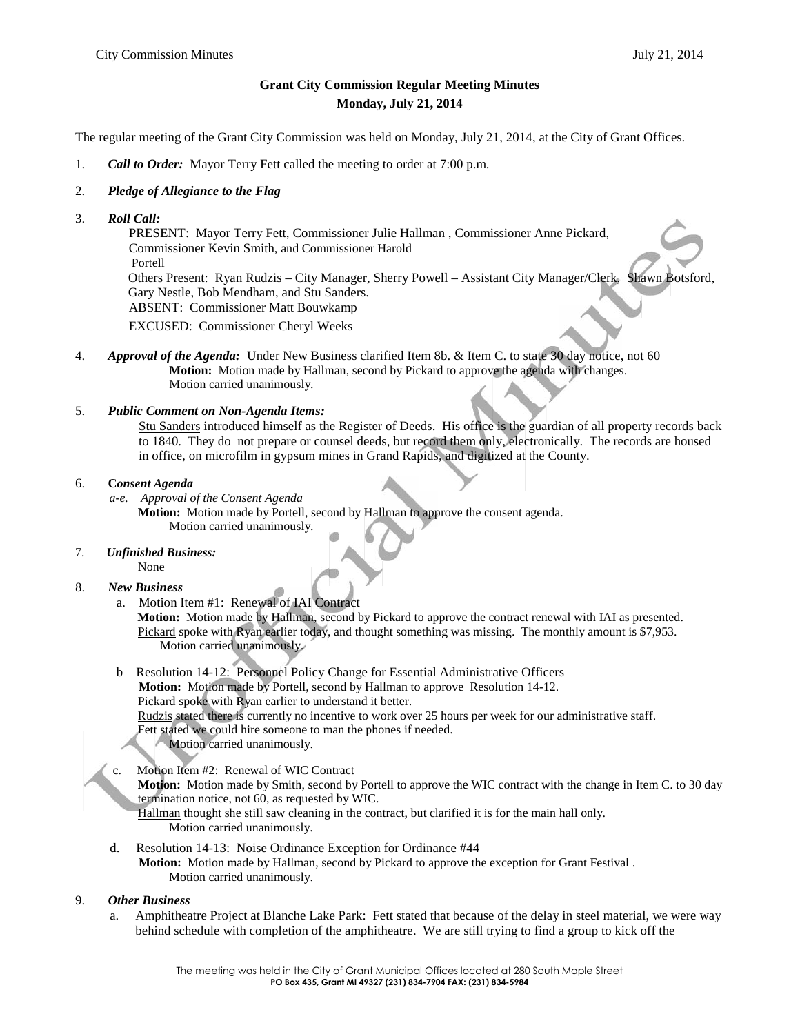# Grant City Commission Regular Meeting Minutes
## Monday, July 21, 2014

The regular meeting of the Grant City Commission was held on Monday, July 21, 2014, at the City of Grant Offices.

1. ***Call to Order:*** Mayor Terry Fett called the meeting to order at 7:00 p.m.

2. ***Pledge of Allegiance to the Flag***

3. ***Roll Call:***
   PRESENT: Mayor Terry Fett, Commissioner Julie Hallman , Commissioner Anne Pickard, Commissioner Kevin Smith, and Commissioner Harold Portell
   Others Present: Ryan Rudzis – City Manager, Sherry Powell – Assistant City Manager/Clerk, Shawn Botsford, Gary Nestle, Bob Mendham, and Stu Sanders.
   ABSENT: Commissioner Matt Bouwkamp
   EXCUSED: Commissioner Cheryl Weeks

4. ***Approval of the Agenda:*** Under New Business clarified Item 8b. & Item C. to state 30 day notice, not 60
   **Motion:** Motion made by Hallman, second by Pickard to approve the agenda with changes.
   Motion carried unanimously.

5. ***Public Comment on Non-Agenda Items:***
   Stu Sanders introduced himself as the Register of Deeds. His office is the guardian of all property records back to 1840. They do not prepare or counsel deeds, but record them only, electronically. The records are housed in office, on microfilm in gypsum mines in Grand Rapids, and digitized at the County.

6. ***Consent Agenda***
   *a-e. Approval of the Consent Agenda*
   **Motion:** Motion made by Portell, second by Hallman to approve the consent agenda.
   Motion carried unanimously.

7. ***Unfinished Business:***
   None

8. ***New Business***
   a. Motion Item #1: Renewal of IAI Contract
   **Motion:** Motion made by Hallman, second by Pickard to approve the contract renewal with IAI as presented.
   Pickard spoke with Ryan earlier today, and thought something was missing. The monthly amount is $7,953.
   Motion carried unanimously.

   b Resolution 14-12: Personnel Policy Change for Essential Administrative Officers
   **Motion:** Motion made by Portell, second by Hallman to approve Resolution 14-12.
   Pickard spoke with Ryan earlier to understand it better.
   Rudzis stated there is currently no incentive to work over 25 hours per week for our administrative staff.
   Fett stated we could hire someone to man the phones if needed.
   Motion carried unanimously.

   c. Motion Item #2: Renewal of WIC Contract
   **Motion:** Motion made by Smith, second by Portell to approve the WIC contract with the change in Item C. to 30 day termination notice, not 60, as requested by WIC.
   Hallman thought she still saw cleaning in the contract, but clarified it is for the main hall only.
   Motion carried unanimously.

   d. Resolution 14-13: Noise Ordinance Exception for Ordinance #44
   **Motion:** Motion made by Hallman, second by Pickard to approve the exception for Grant Festival .
   Motion carried unanimously.

9. ***Other Business***
   a. Amphitheatre Project at Blanche Lake Park: Fett stated that because of the delay in steel material, we were way behind schedule with completion of the amphitheatre. We are still trying to find a group to kick off the

The meeting was held in the City of Grant Municipal Offices located at 280 South Maple Street
**PO Box 435, Grant MI 49327 (231) 834-7904 FAX: (231) 834-5984**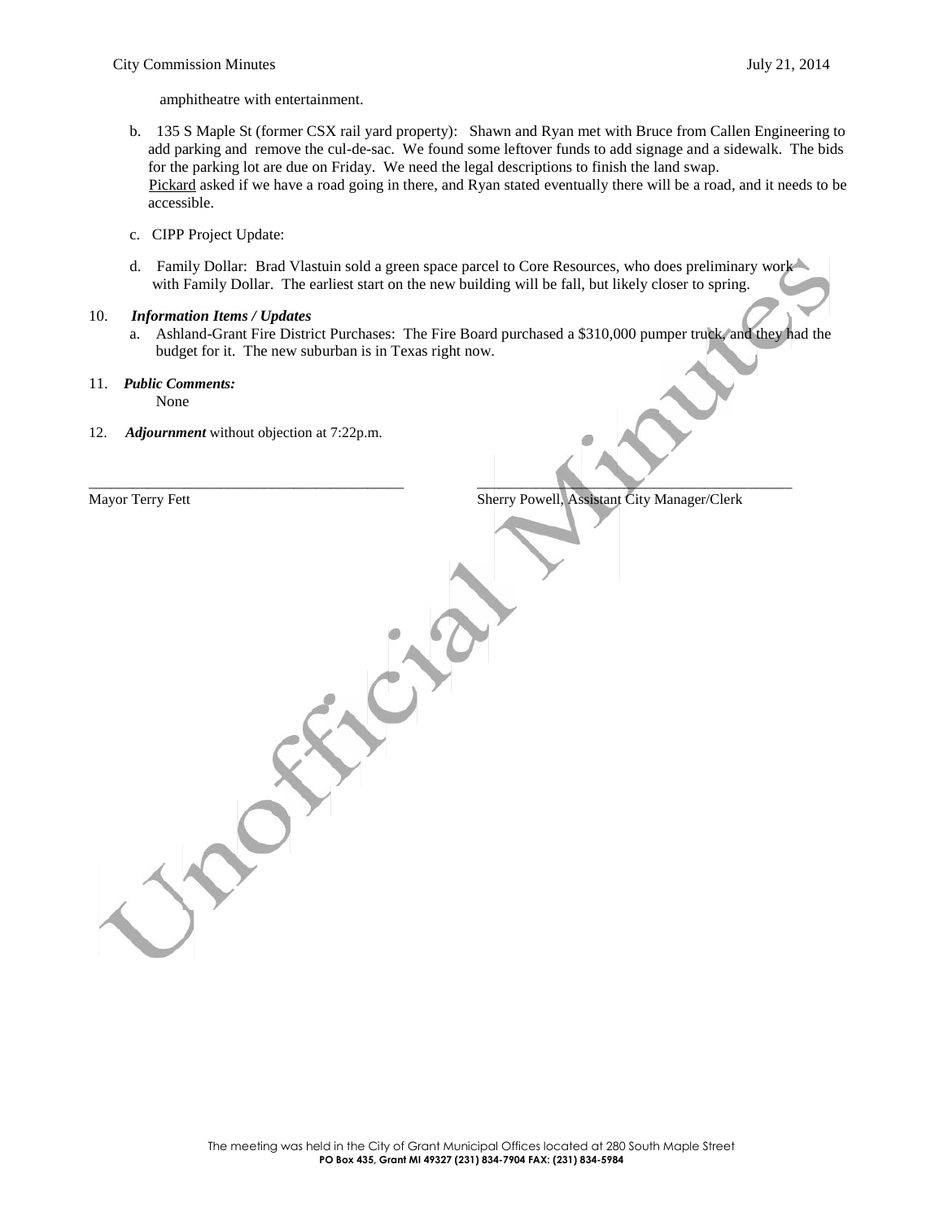amphitheatre with entertainment.

b. 135 S Maple St (former CSX rail yard property): Shawn and Ryan met with Bruce from Callen Engineering to add parking and remove the cul-de-sac. We found some leftover funds to add signage and a sidewalk. The bids for the parking lot are due on Friday. We need the legal descriptions to finish the land swap.
   Pickard asked if we have a road going in there, and Ryan stated eventually there will be a road, and it needs to be accessible.

c. CIPP Project Update:

d. Family Dollar: Brad Vlastuin sold a green space parcel to Core Resources, who does preliminary work with Family Dollar. The earliest start on the new building will be fall, but likely closer to spring.

10. ***Information Items / Updates***
    a. Ashland-Grant Fire District Purchases: The Fire Board purchased a $310,000 pumper truck, and they had the budget for it. The new suburban is in Texas right now.

11. ***Public Comments:***
    None

12. ***Adjournment*** without objection at 7:22p.m.

\_\_\_\_\_\_\_\_\_\_\_\_\_\_\_\_\_\_\_\_\_\_\_\_\_\_\_\_\_\_\_\_\_\_\_\_\_\_\_\_\_\_\_\_
Mayor Terry Fett

\_\_\_\_\_\_\_\_\_\_\_\_\_\_\_\_\_\_\_\_\_\_\_\_\_\_\_\_\_\_\_\_\_\_\_\_\_\_\_\_\_\_\_\_
Sherry Powell, Assistant City Manager/Clerk

Unofficial Minutes

The meeting was held in the City of Grant Municipal Offices located at 280 South Maple Street
**PO Box 435, Grant MI 49327 (231) 834-7904 FAX: (231) 834-5984**